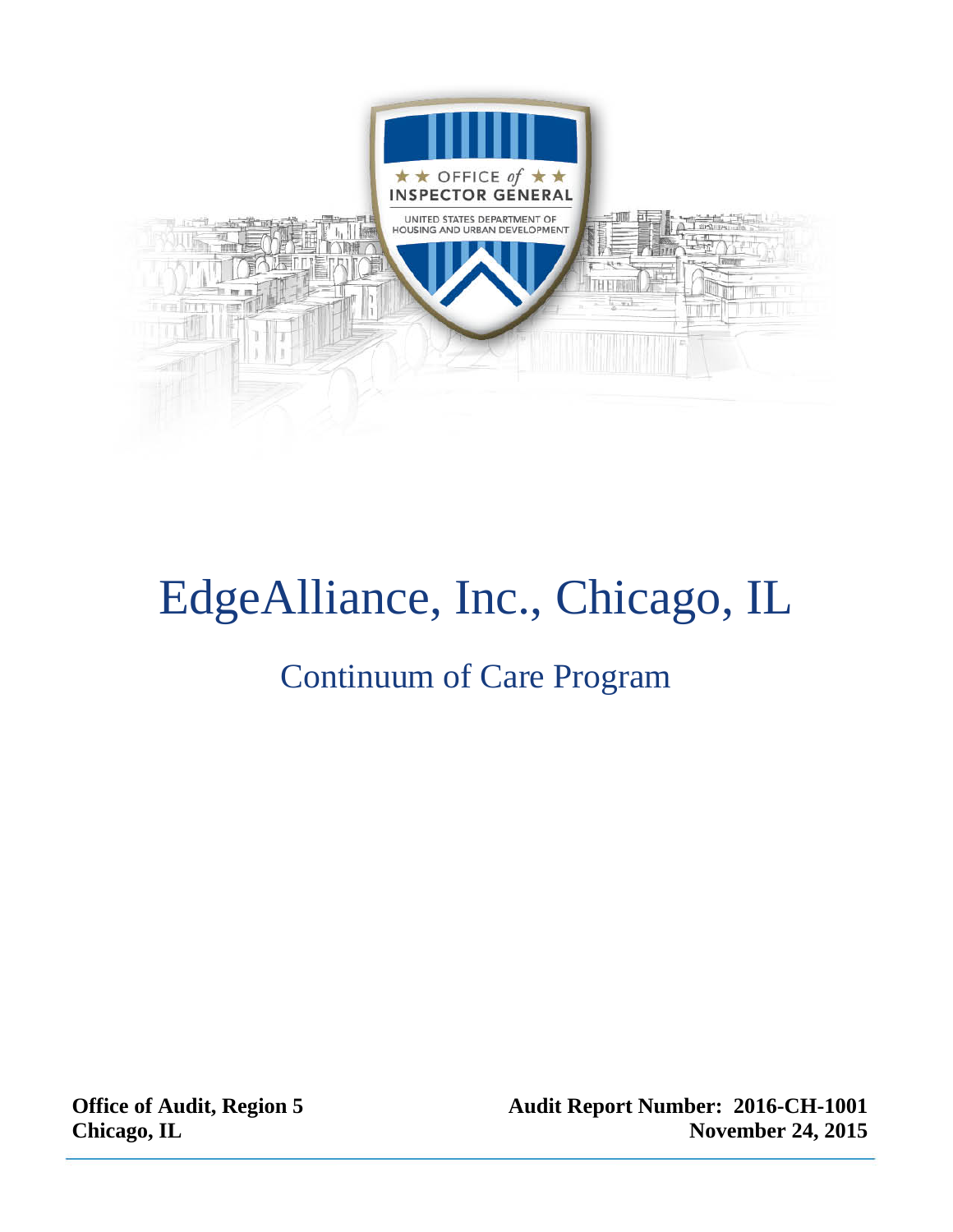# EdgeAlliance, Inc., Chicago, IL

## Continuum of Care Program

**Office of Audit, Region 5**
**Chicago, IL**

**Audit Report Number: 2016-CH-1001**
**November 24, 2015**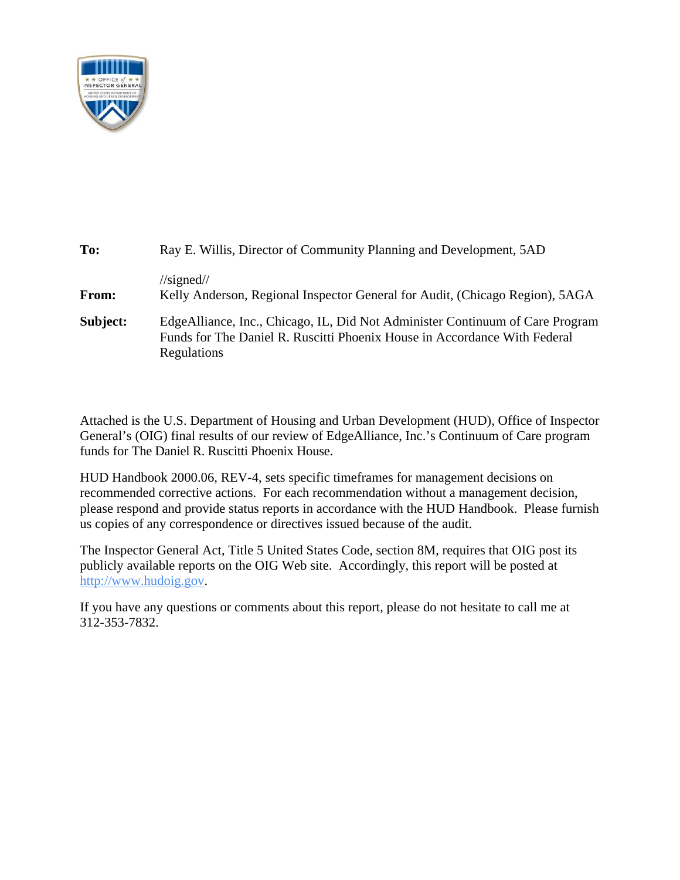**To:** Ray E. Willis, Director of Community Planning and Development, 5AD

//signed//

**From:** Kelly Anderson, Regional Inspector General for Audit, (Chicago Region), 5AGA

**Subject:** EdgeAlliance, Inc., Chicago, IL, Did Not Administer Continuum of Care Program Funds for The Daniel R. Ruscitti Phoenix House in Accordance With Federal Regulations

Attached is the U.S. Department of Housing and Urban Development (HUD), Office of Inspector General's (OIG) final results of our review of EdgeAlliance, Inc.'s Continuum of Care program funds for The Daniel R. Ruscitti Phoenix House.

HUD Handbook 2000.06, REV-4, sets specific timeframes for management decisions on recommended corrective actions. For each recommendation without a management decision, please respond and provide status reports in accordance with the HUD Handbook. Please furnish us copies of any correspondence or directives issued because of the audit.

The Inspector General Act, Title 5 United States Code, section 8M, requires that OIG post its publicly available reports on the OIG Web site. Accordingly, this report will be posted at http://www.hudoig.gov.

If you have any questions or comments about this report, please do not hesitate to call me at 312-353-7832.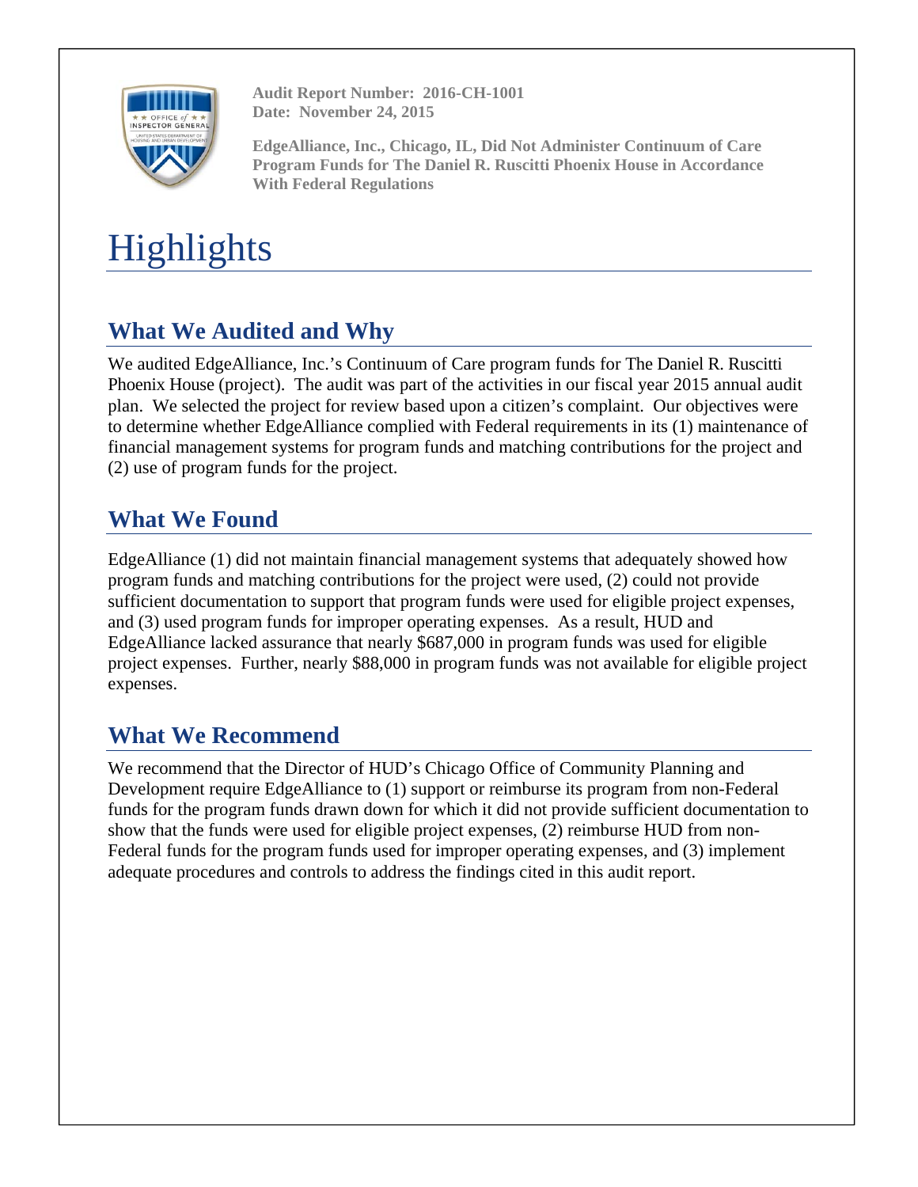**Audit Report Number: 2016-CH-1001**
**Date: November 24, 2015**

**EdgeAlliance, Inc., Chicago, IL, Did Not Administer Continuum of Care Program Funds for The Daniel R. Ruscitti Phoenix House in Accordance With Federal Regulations**

# Highlights

## What We Audited and Why

We audited EdgeAlliance, Inc.'s Continuum of Care program funds for The Daniel R. Ruscitti Phoenix House (project). The audit was part of the activities in our fiscal year 2015 annual audit plan. We selected the project for review based upon a citizen's complaint. Our objectives were to determine whether EdgeAlliance complied with Federal requirements in its (1) maintenance of financial management systems for program funds and matching contributions for the project and (2) use of program funds for the project.

## What We Found

EdgeAlliance (1) did not maintain financial management systems that adequately showed how program funds and matching contributions for the project were used, (2) could not provide sufficient documentation to support that program funds were used for eligible project expenses, and (3) used program funds for improper operating expenses. As a result, HUD and EdgeAlliance lacked assurance that nearly $687,000 in program funds was used for eligible project expenses. Further, nearly $88,000 in program funds was not available for eligible project expenses.

## What We Recommend

We recommend that the Director of HUD's Chicago Office of Community Planning and Development require EdgeAlliance to (1) support or reimburse its program from non-Federal funds for the program funds drawn down for which it did not provide sufficient documentation to show that the funds were used for eligible project expenses, (2) reimburse HUD from non-Federal funds for the program funds used for improper operating expenses, and (3) implement adequate procedures and controls to address the findings cited in this audit report.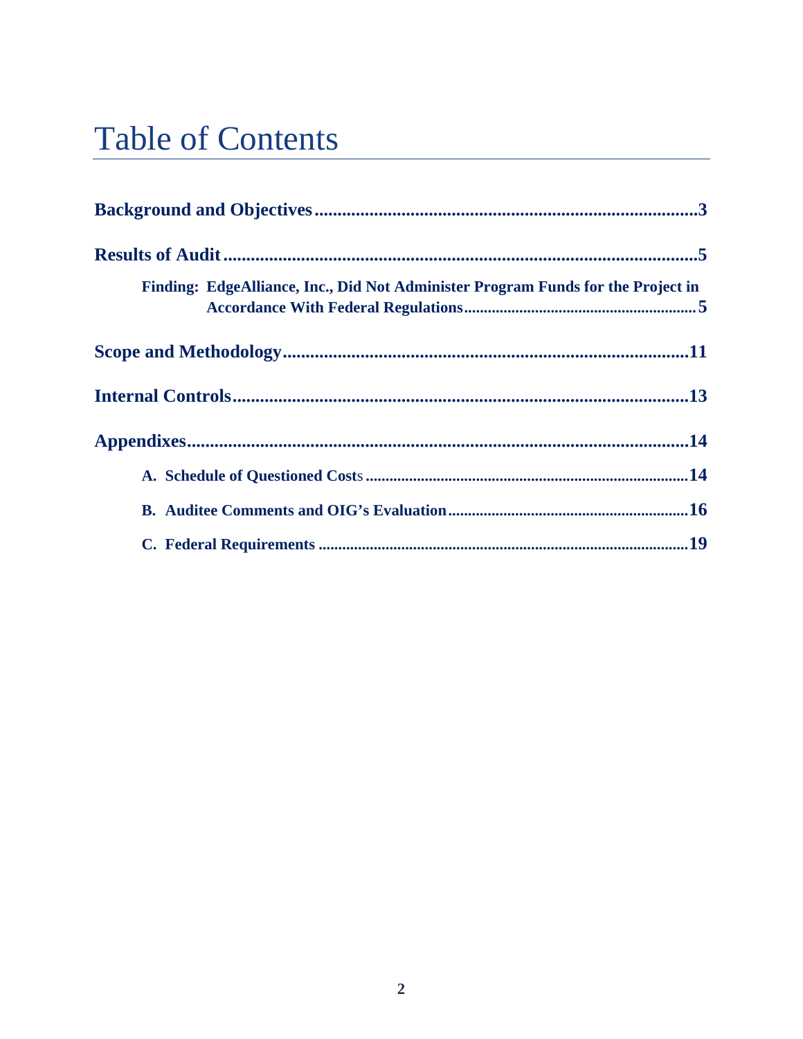# Table of Contents

**Background and Objectives** .......... 3

**Results of Audit** .......... 5

- **Finding: EdgeAlliance, Inc., Did Not Administer Program Funds for the Project in Accordance With Federal Regulations** .......... 5

**Scope and Methodology** .......... 11

**Internal Controls** .......... 13

**Appendixes** .......... 14

- **A. Schedule of Questioned Costs** .......... 14
- **B. Auditee Comments and OIG's Evaluation** .......... 16
- **C. Federal Requirements** .......... 19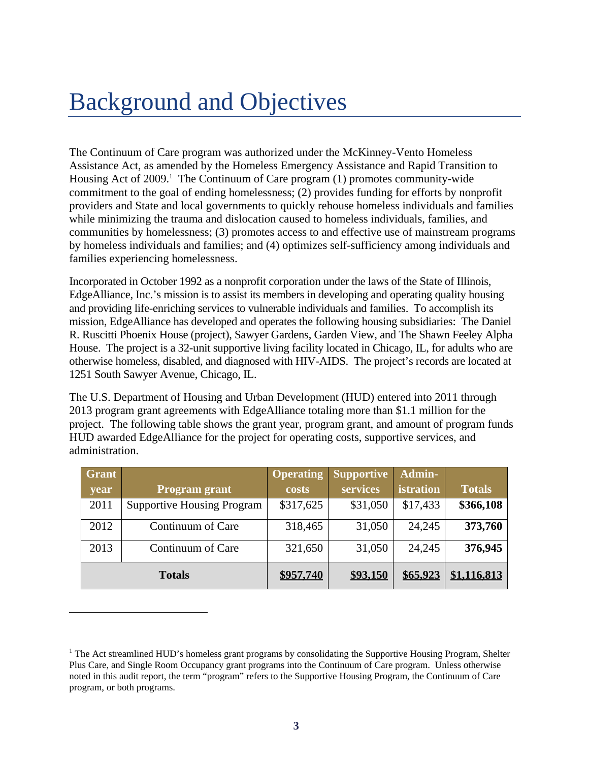# Background and Objectives

The Continuum of Care program was authorized under the McKinney-Vento Homeless Assistance Act, as amended by the Homeless Emergency Assistance and Rapid Transition to Housing Act of 2009.[1] The Continuum of Care program (1) promotes community-wide commitment to the goal of ending homelessness; (2) provides funding for efforts by nonprofit providers and State and local governments to quickly rehouse homeless individuals and families while minimizing the trauma and dislocation caused to homeless individuals, families, and communities by homelessness; (3) promotes access to and effective use of mainstream programs by homeless individuals and families; and (4) optimizes self-sufficiency among individuals and families experiencing homelessness.

Incorporated in October 1992 as a nonprofit corporation under the laws of the State of Illinois, EdgeAlliance, Inc.'s mission is to assist its members in developing and operating quality housing and providing life-enriching services to vulnerable individuals and families. To accomplish its mission, EdgeAlliance has developed and operates the following housing subsidiaries: The Daniel R. Ruscitti Phoenix House (project), Sawyer Gardens, Garden View, and The Shawn Feeley Alpha House. The project is a 32-unit supportive living facility located in Chicago, IL, for adults who are otherwise homeless, disabled, and diagnosed with HIV-AIDS. The project's records are located at 1251 South Sawyer Avenue, Chicago, IL.

The U.S. Department of Housing and Urban Development (HUD) entered into 2011 through 2013 program grant agreements with EdgeAlliance totaling more than $1.1 million for the project. The following table shows the grant year, program grant, and amount of program funds HUD awarded EdgeAlliance for the project for operating costs, supportive services, and administration.

| Grant year | Program grant | Operating costs | Supportive services | Admin-istration | Totals |
|---|---|---|---|---|---|
| 2011 | Supportive Housing Program | $317,625 | $31,050 | $17,433 | **$366,108** |
| 2012 | Continuum of Care | 318,465 | 31,050 | 24,245 | **373,760** |
| 2013 | Continuum of Care | 321,650 | 31,050 | 24,245 | **376,945** |
| **Totals** | | **$957,740** | **$93,150** | **$65,923** | **$1,116,813** |

[1] The Act streamlined HUD's homeless grant programs by consolidating the Supportive Housing Program, Shelter Plus Care, and Single Room Occupancy grant programs into the Continuum of Care program. Unless otherwise noted in this audit report, the term "program" refers to the Supportive Housing Program, the Continuum of Care program, or both programs.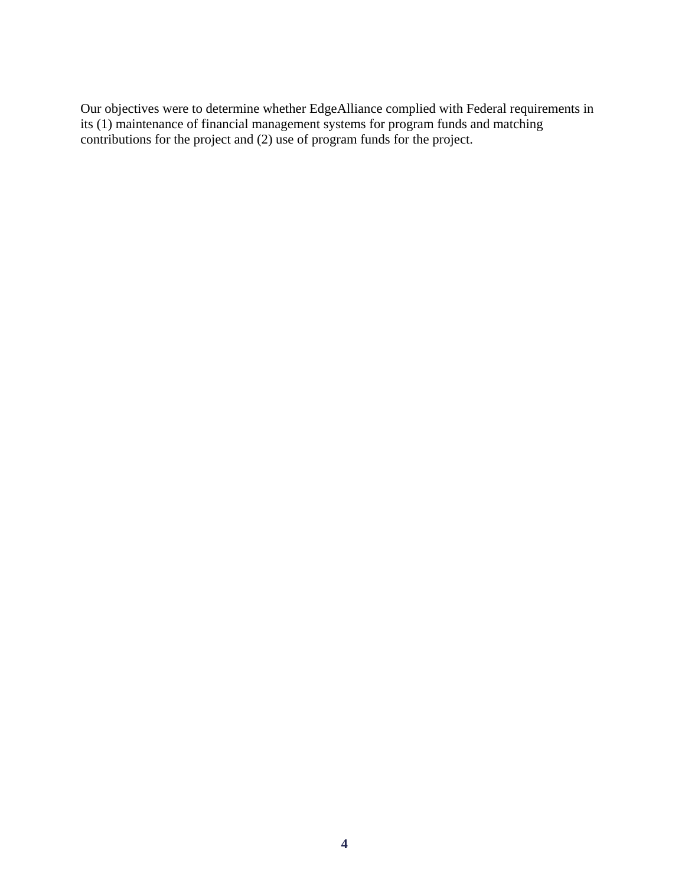Our objectives were to determine whether EdgeAlliance complied with Federal requirements in its (1) maintenance of financial management systems for program funds and matching contributions for the project and (2) use of program funds for the project.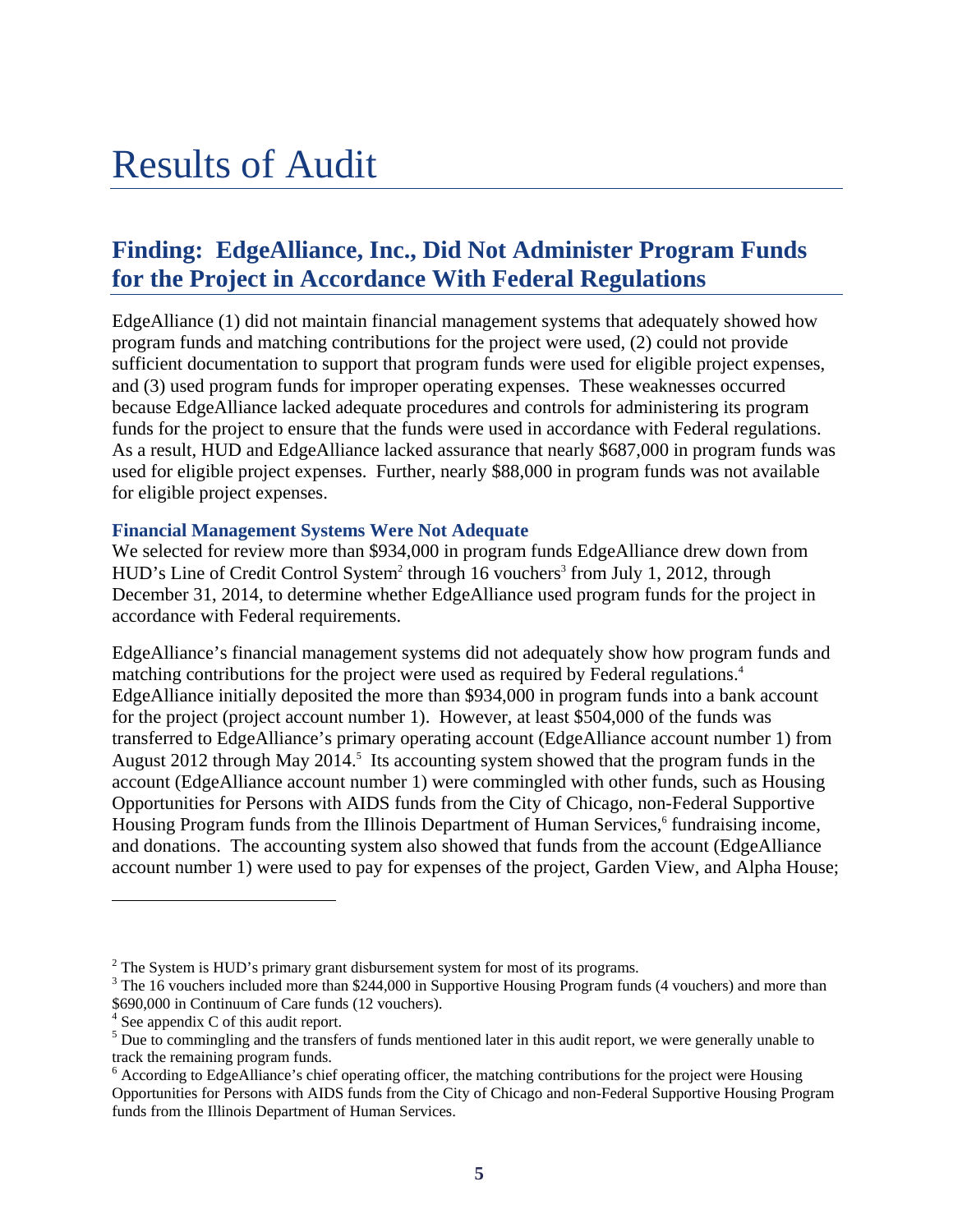# Results of Audit

## Finding: EdgeAlliance, Inc., Did Not Administer Program Funds for the Project in Accordance With Federal Regulations

EdgeAlliance (1) did not maintain financial management systems that adequately showed how program funds and matching contributions for the project were used, (2) could not provide sufficient documentation to support that program funds were used for eligible project expenses, and (3) used program funds for improper operating expenses. These weaknesses occurred because EdgeAlliance lacked adequate procedures and controls for administering its program funds for the project to ensure that the funds were used in accordance with Federal regulations. As a result, HUD and EdgeAlliance lacked assurance that nearly $687,000 in program funds was used for eligible project expenses. Further, nearly $88,000 in program funds was not available for eligible project expenses.

### Financial Management Systems Were Not Adequate

We selected for review more than $934,000 in program funds EdgeAlliance drew down from HUD's Line of Credit Control System[2] through 16 vouchers[3] from July 1, 2012, through December 31, 2014, to determine whether EdgeAlliance used program funds for the project in accordance with Federal requirements.

EdgeAlliance's financial management systems did not adequately show how program funds and matching contributions for the project were used as required by Federal regulations.[4] EdgeAlliance initially deposited the more than $934,000 in program funds into a bank account for the project (project account number 1). However, at least $504,000 of the funds was transferred to EdgeAlliance's primary operating account (EdgeAlliance account number 1) from August 2012 through May 2014.[5] Its accounting system showed that the program funds in the account (EdgeAlliance account number 1) were commingled with other funds, such as Housing Opportunities for Persons with AIDS funds from the City of Chicago, non-Federal Supportive Housing Program funds from the Illinois Department of Human Services,[6] fundraising income, and donations. The accounting system also showed that funds from the account (EdgeAlliance account number 1) were used to pay for expenses of the project, Garden View, and Alpha House;

---

[2] The System is HUD's primary grant disbursement system for most of its programs.

[3] The 16 vouchers included more than $244,000 in Supportive Housing Program funds (4 vouchers) and more than $690,000 in Continuum of Care funds (12 vouchers).

[4] See appendix C of this audit report.

[5] Due to commingling and the transfers of funds mentioned later in this audit report, we were generally unable to track the remaining program funds.

[6] According to EdgeAlliance's chief operating officer, the matching contributions for the project were Housing Opportunities for Persons with AIDS funds from the City of Chicago and non-Federal Supportive Housing Program funds from the Illinois Department of Human Services.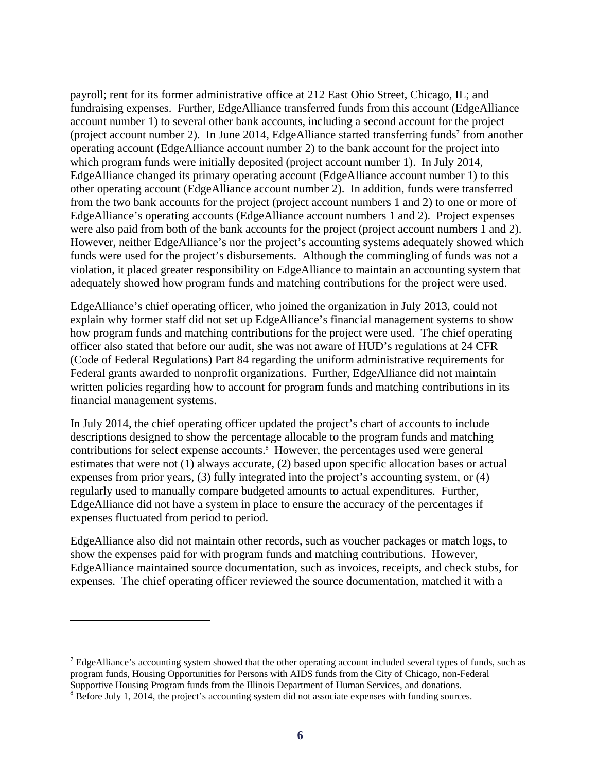payroll; rent for its former administrative office at 212 East Ohio Street, Chicago, IL; and fundraising expenses. Further, EdgeAlliance transferred funds from this account (EdgeAlliance account number 1) to several other bank accounts, including a second account for the project (project account number 2). In June 2014, EdgeAlliance started transferring funds[7] from another operating account (EdgeAlliance account number 2) to the bank account for the project into which program funds were initially deposited (project account number 1). In July 2014, EdgeAlliance changed its primary operating account (EdgeAlliance account number 1) to this other operating account (EdgeAlliance account number 2). In addition, funds were transferred from the two bank accounts for the project (project account numbers 1 and 2) to one or more of EdgeAlliance's operating accounts (EdgeAlliance account numbers 1 and 2). Project expenses were also paid from both of the bank accounts for the project (project account numbers 1 and 2). However, neither EdgeAlliance's nor the project's accounting systems adequately showed which funds were used for the project's disbursements. Although the commingling of funds was not a violation, it placed greater responsibility on EdgeAlliance to maintain an accounting system that adequately showed how program funds and matching contributions for the project were used.

EdgeAlliance's chief operating officer, who joined the organization in July 2013, could not explain why former staff did not set up EdgeAlliance's financial management systems to show how program funds and matching contributions for the project were used. The chief operating officer also stated that before our audit, she was not aware of HUD's regulations at 24 CFR (Code of Federal Regulations) Part 84 regarding the uniform administrative requirements for Federal grants awarded to nonprofit organizations. Further, EdgeAlliance did not maintain written policies regarding how to account for program funds and matching contributions in its financial management systems.

In July 2014, the chief operating officer updated the project's chart of accounts to include descriptions designed to show the percentage allocable to the program funds and matching contributions for select expense accounts.[8] However, the percentages used were general estimates that were not (1) always accurate, (2) based upon specific allocation bases or actual expenses from prior years, (3) fully integrated into the project's accounting system, or (4) regularly used to manually compare budgeted amounts to actual expenditures. Further, EdgeAlliance did not have a system in place to ensure the accuracy of the percentages if expenses fluctuated from period to period.

EdgeAlliance also did not maintain other records, such as voucher packages or match logs, to show the expenses paid for with program funds and matching contributions. However, EdgeAlliance maintained source documentation, such as invoices, receipts, and check stubs, for expenses. The chief operating officer reviewed the source documentation, matched it with a

---

[7] EdgeAlliance's accounting system showed that the other operating account included several types of funds, such as program funds, Housing Opportunities for Persons with AIDS funds from the City of Chicago, non-Federal Supportive Housing Program funds from the Illinois Department of Human Services, and donations.

[8] Before July 1, 2014, the project's accounting system did not associate expenses with funding sources.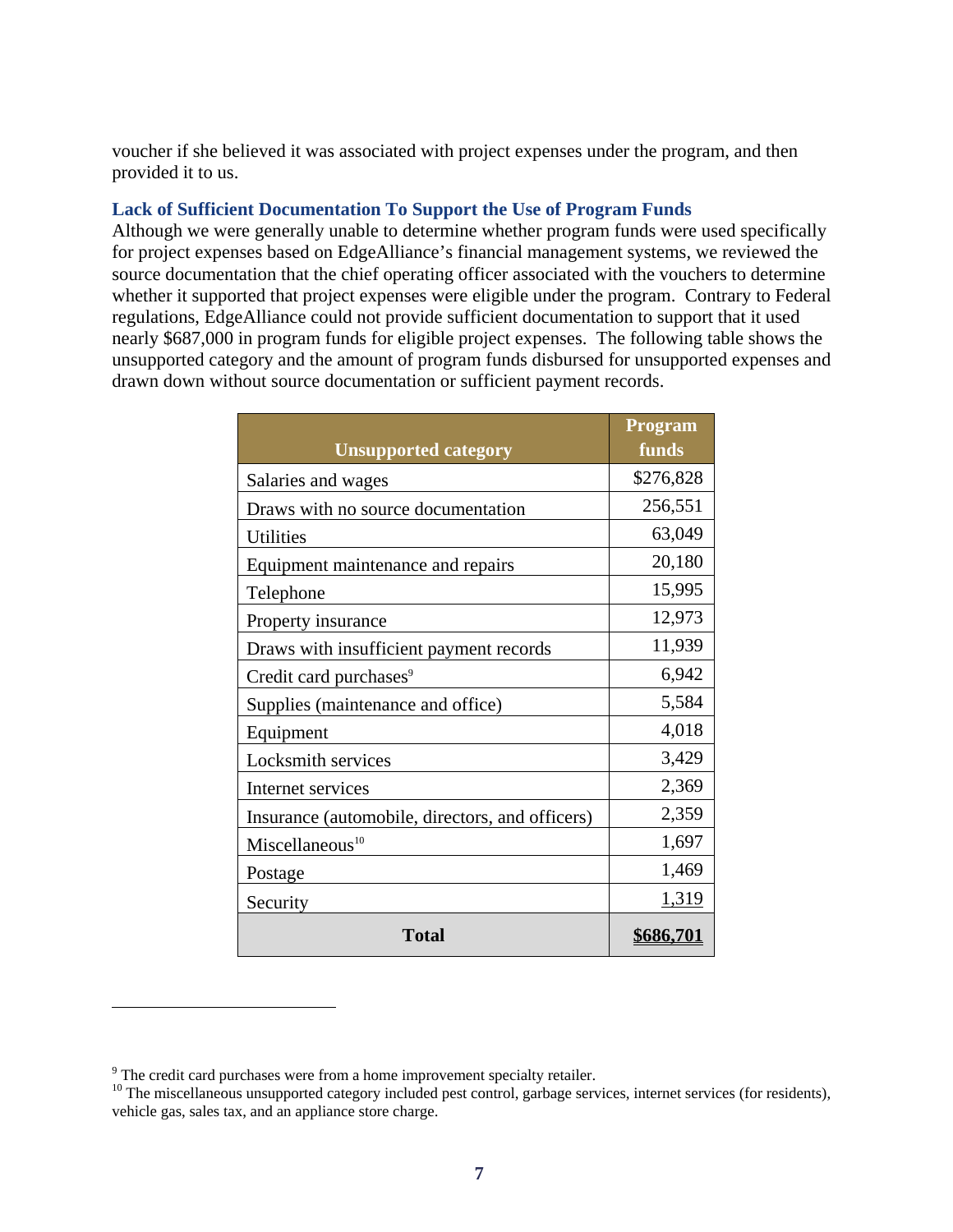voucher if she believed it was associated with project expenses under the program, and then provided it to us.

### Lack of Sufficient Documentation To Support the Use of Program Funds

Although we were generally unable to determine whether program funds were used specifically for project expenses based on EdgeAlliance's financial management systems, we reviewed the source documentation that the chief operating officer associated with the vouchers to determine whether it supported that project expenses were eligible under the program. Contrary to Federal regulations, EdgeAlliance could not provide sufficient documentation to support that it used nearly $687,000 in program funds for eligible project expenses. The following table shows the unsupported category and the amount of program funds disbursed for unsupported expenses and drawn down without source documentation or sufficient payment records.

| Unsupported category | Program funds |
|---|---|
| Salaries and wages | $276,828 |
| Draws with no source documentation | 256,551 |
| Utilities | 63,049 |
| Equipment maintenance and repairs | 20,180 |
| Telephone | 15,995 |
| Property insurance | 12,973 |
| Draws with insufficient payment records | 11,939 |
| Credit card purchases[9] | 6,942 |
| Supplies (maintenance and office) | 5,584 |
| Equipment | 4,018 |
| Locksmith services | 3,429 |
| Internet services | 2,369 |
| Insurance (automobile, directors, and officers) | 2,359 |
| Miscellaneous[10] | 1,697 |
| Postage | 1,469 |
| Security | 1,319 |
| **Total** | **$686,701** |

[9] The credit card purchases were from a home improvement specialty retailer.

[10] The miscellaneous unsupported category included pest control, garbage services, internet services (for residents), vehicle gas, sales tax, and an appliance store charge.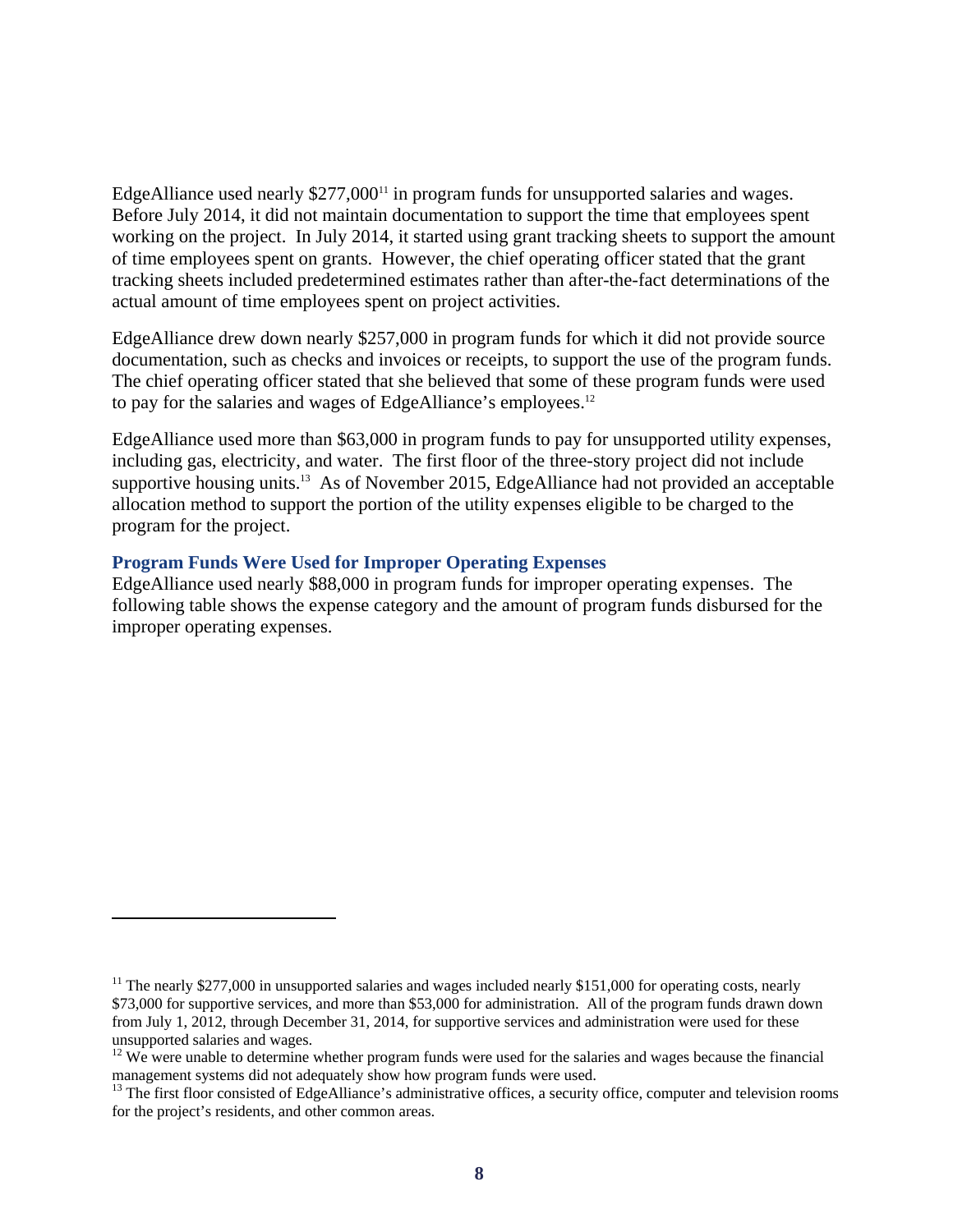EdgeAlliance used nearly $277,000[11] in program funds for unsupported salaries and wages. Before July 2014, it did not maintain documentation to support the time that employees spent working on the project. In July 2014, it started using grant tracking sheets to support the amount of time employees spent on grants. However, the chief operating officer stated that the grant tracking sheets included predetermined estimates rather than after-the-fact determinations of the actual amount of time employees spent on project activities.

EdgeAlliance drew down nearly $257,000 in program funds for which it did not provide source documentation, such as checks and invoices or receipts, to support the use of the program funds. The chief operating officer stated that she believed that some of these program funds were used to pay for the salaries and wages of EdgeAlliance's employees.[12]

EdgeAlliance used more than $63,000 in program funds to pay for unsupported utility expenses, including gas, electricity, and water. The first floor of the three-story project did not include supportive housing units.[13] As of November 2015, EdgeAlliance had not provided an acceptable allocation method to support the portion of the utility expenses eligible to be charged to the program for the project.

### Program Funds Were Used for Improper Operating Expenses

EdgeAlliance used nearly $88,000 in program funds for improper operating expenses. The following table shows the expense category and the amount of program funds disbursed for the improper operating expenses.

[11] The nearly $277,000 in unsupported salaries and wages included nearly $151,000 for operating costs, nearly $73,000 for supportive services, and more than $53,000 for administration. All of the program funds drawn down from July 1, 2012, through December 31, 2014, for supportive services and administration were used for these unsupported salaries and wages.

[12] We were unable to determine whether program funds were used for the salaries and wages because the financial management systems did not adequately show how program funds were used.

[13] The first floor consisted of EdgeAlliance's administrative offices, a security office, computer and television rooms for the project's residents, and other common areas.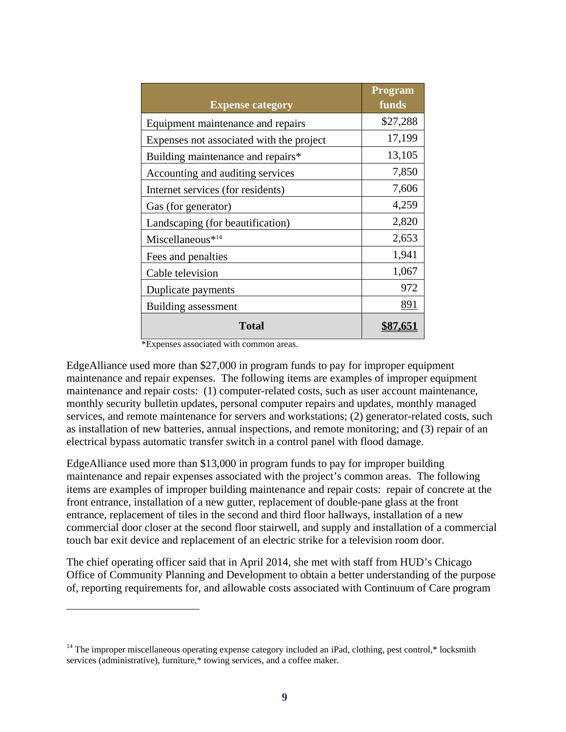| Expense category | Program funds |
|---|---|
| Equipment maintenance and repairs | $27,288 |
| Expenses not associated with the project | 17,199 |
| Building maintenance and repairs* | 13,105 |
| Accounting and auditing services | 7,850 |
| Internet services (for residents) | 7,606 |
| Gas (for generator) | 4,259 |
| Landscaping (for beautification) | 2,820 |
| Miscellaneous*[14] | 2,653 |
| Fees and penalties | 1,941 |
| Cable television | 1,067 |
| Duplicate payments | 972 |
| Building assessment | 891 |
| **Total** | **$87,651** |

*Expenses associated with common areas.

EdgeAlliance used more than $27,000 in program funds to pay for improper equipment maintenance and repair expenses. The following items are examples of improper equipment maintenance and repair costs: (1) computer-related costs, such as user account maintenance, monthly security bulletin updates, personal computer repairs and updates, monthly managed services, and remote maintenance for servers and workstations; (2) generator-related costs, such as installation of new batteries, annual inspections, and remote monitoring; and (3) repair of an electrical bypass automatic transfer switch in a control panel with flood damage.

EdgeAlliance used more than $13,000 in program funds to pay for improper building maintenance and repair expenses associated with the project's common areas. The following items are examples of improper building maintenance and repair costs: repair of concrete at the front entrance, installation of a new gutter, replacement of double-pane glass at the front entrance, replacement of tiles in the second and third floor hallways, installation of a new commercial door closer at the second floor stairwell, and supply and installation of a commercial touch bar exit device and replacement of an electric strike for a television room door.

The chief operating officer said that in April 2014, she met with staff from HUD's Chicago Office of Community Planning and Development to obtain a better understanding of the purpose of, reporting requirements for, and allowable costs associated with Continuum of Care program

[14] The improper miscellaneous operating expense category included an iPad, clothing, pest control,* locksmith services (administrative), furniture,* towing services, and a coffee maker.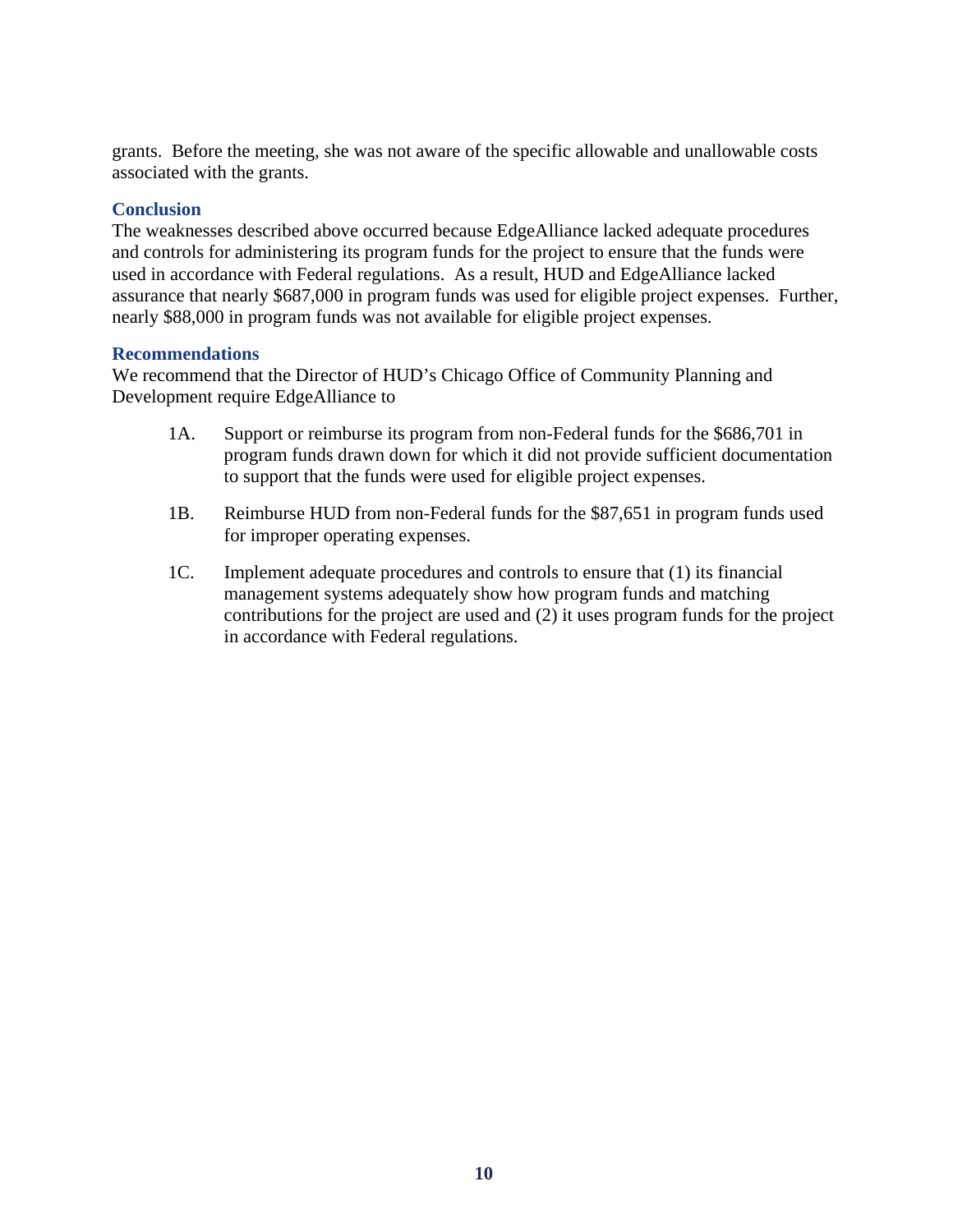grants. Before the meeting, she was not aware of the specific allowable and unallowable costs associated with the grants.

### Conclusion

The weaknesses described above occurred because EdgeAlliance lacked adequate procedures and controls for administering its program funds for the project to ensure that the funds were used in accordance with Federal regulations. As a result, HUD and EdgeAlliance lacked assurance that nearly $687,000 in program funds was used for eligible project expenses. Further, nearly $88,000 in program funds was not available for eligible project expenses.

### Recommendations

We recommend that the Director of HUD's Chicago Office of Community Planning and Development require EdgeAlliance to

1A. Support or reimburse its program from non-Federal funds for the $686,701 in program funds drawn down for which it did not provide sufficient documentation to support that the funds were used for eligible project expenses.

1B. Reimburse HUD from non-Federal funds for the $87,651 in program funds used for improper operating expenses.

1C. Implement adequate procedures and controls to ensure that (1) its financial management systems adequately show how program funds and matching contributions for the project are used and (2) it uses program funds for the project in accordance with Federal regulations.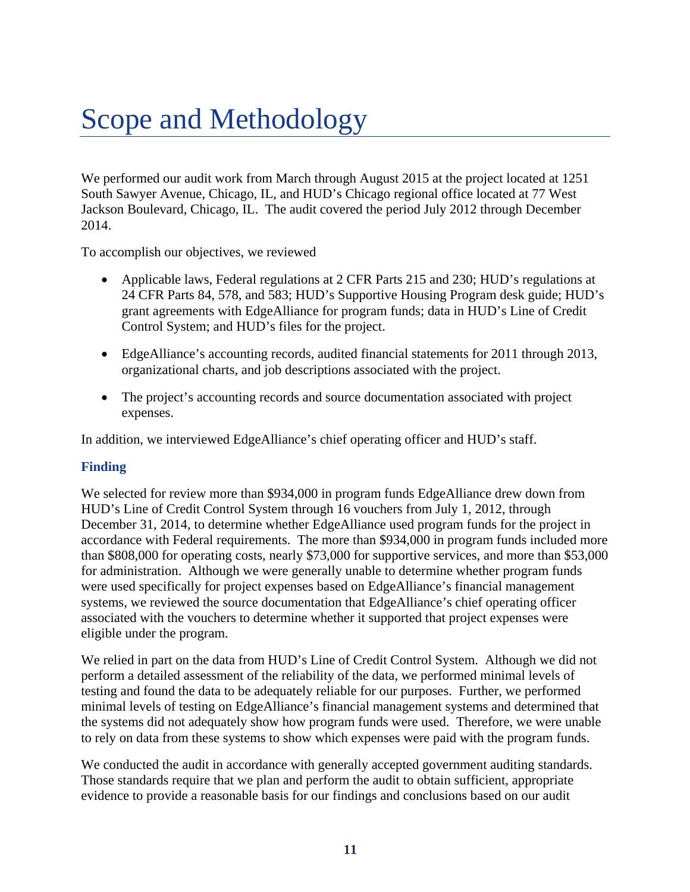# Scope and Methodology

We performed our audit work from March through August 2015 at the project located at 1251 South Sawyer Avenue, Chicago, IL, and HUD's Chicago regional office located at 77 West Jackson Boulevard, Chicago, IL. The audit covered the period July 2012 through December 2014.

To accomplish our objectives, we reviewed

- Applicable laws, Federal regulations at 2 CFR Parts 215 and 230; HUD's regulations at 24 CFR Parts 84, 578, and 583; HUD's Supportive Housing Program desk guide; HUD's grant agreements with EdgeAlliance for program funds; data in HUD's Line of Credit Control System; and HUD's files for the project.
- EdgeAlliance's accounting records, audited financial statements for 2011 through 2013, organizational charts, and job descriptions associated with the project.
- The project's accounting records and source documentation associated with project expenses.

In addition, we interviewed EdgeAlliance's chief operating officer and HUD's staff.

### Finding

We selected for review more than $934,000 in program funds EdgeAlliance drew down from HUD's Line of Credit Control System through 16 vouchers from July 1, 2012, through December 31, 2014, to determine whether EdgeAlliance used program funds for the project in accordance with Federal requirements. The more than $934,000 in program funds included more than $808,000 for operating costs, nearly $73,000 for supportive services, and more than $53,000 for administration. Although we were generally unable to determine whether program funds were used specifically for project expenses based on EdgeAlliance's financial management systems, we reviewed the source documentation that EdgeAlliance's chief operating officer associated with the vouchers to determine whether it supported that project expenses were eligible under the program.

We relied in part on the data from HUD's Line of Credit Control System. Although we did not perform a detailed assessment of the reliability of the data, we performed minimal levels of testing and found the data to be adequately reliable for our purposes. Further, we performed minimal levels of testing on EdgeAlliance's financial management systems and determined that the systems did not adequately show how program funds were used. Therefore, we were unable to rely on data from these systems to show which expenses were paid with the program funds.

We conducted the audit in accordance with generally accepted government auditing standards. Those standards require that we plan and perform the audit to obtain sufficient, appropriate evidence to provide a reasonable basis for our findings and conclusions based on our audit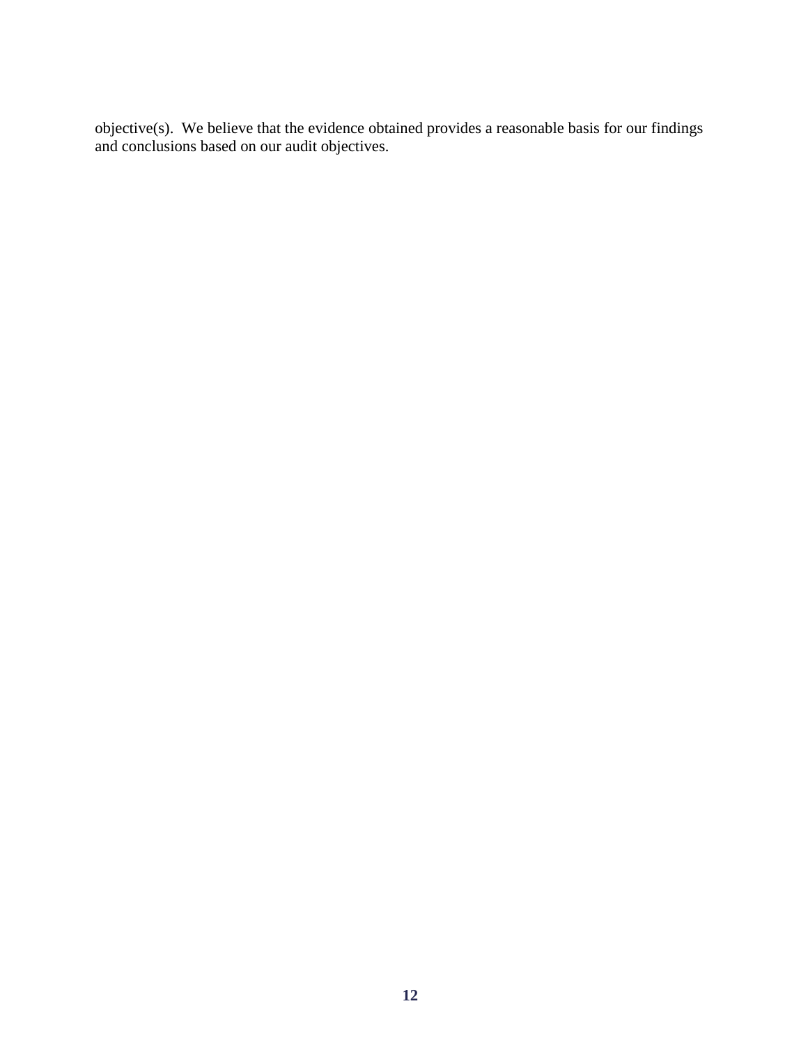objective(s). We believe that the evidence obtained provides a reasonable basis for our findings and conclusions based on our audit objectives.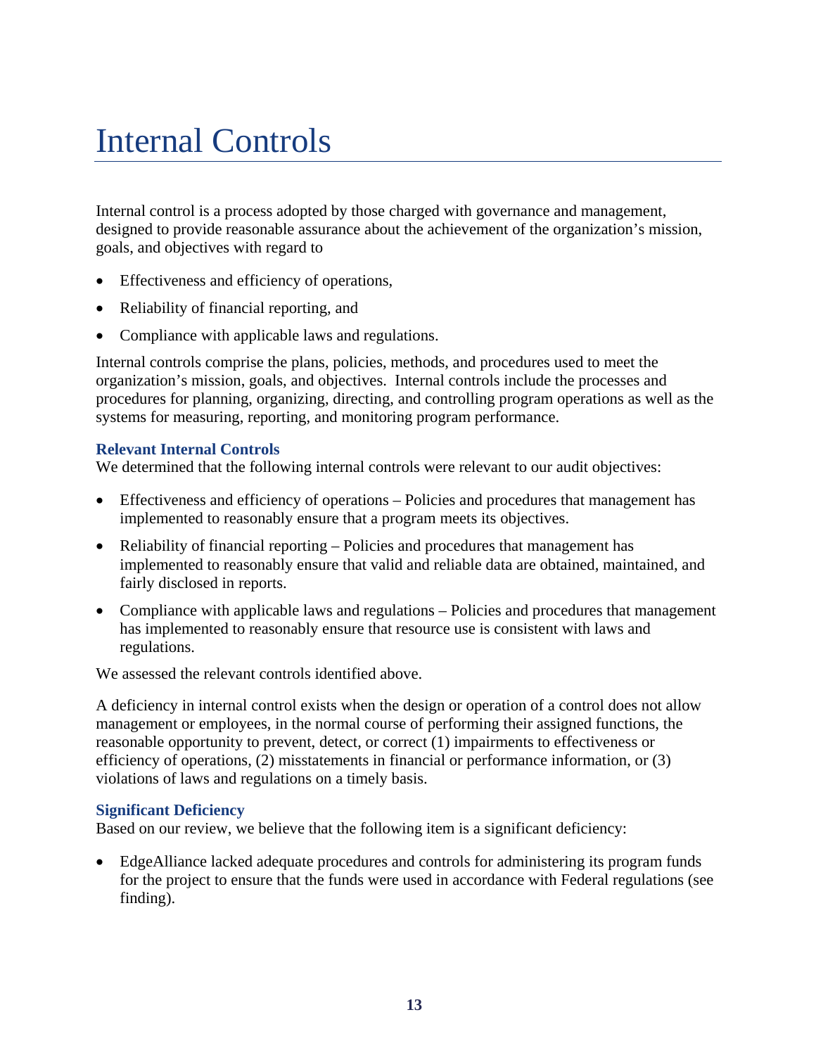# Internal Controls

Internal control is a process adopted by those charged with governance and management, designed to provide reasonable assurance about the achievement of the organization's mission, goals, and objectives with regard to

- Effectiveness and efficiency of operations,
- Reliability of financial reporting, and
- Compliance with applicable laws and regulations.

Internal controls comprise the plans, policies, methods, and procedures used to meet the organization's mission, goals, and objectives. Internal controls include the processes and procedures for planning, organizing, directing, and controlling program operations as well as the systems for measuring, reporting, and monitoring program performance.

### Relevant Internal Controls

We determined that the following internal controls were relevant to our audit objectives:

- Effectiveness and efficiency of operations – Policies and procedures that management has implemented to reasonably ensure that a program meets its objectives.
- Reliability of financial reporting – Policies and procedures that management has implemented to reasonably ensure that valid and reliable data are obtained, maintained, and fairly disclosed in reports.
- Compliance with applicable laws and regulations – Policies and procedures that management has implemented to reasonably ensure that resource use is consistent with laws and regulations.

We assessed the relevant controls identified above.

A deficiency in internal control exists when the design or operation of a control does not allow management or employees, in the normal course of performing their assigned functions, the reasonable opportunity to prevent, detect, or correct (1) impairments to effectiveness or efficiency of operations, (2) misstatements in financial or performance information, or (3) violations of laws and regulations on a timely basis.

### Significant Deficiency

Based on our review, we believe that the following item is a significant deficiency:

- EdgeAlliance lacked adequate procedures and controls for administering its program funds for the project to ensure that the funds were used in accordance with Federal regulations (see finding).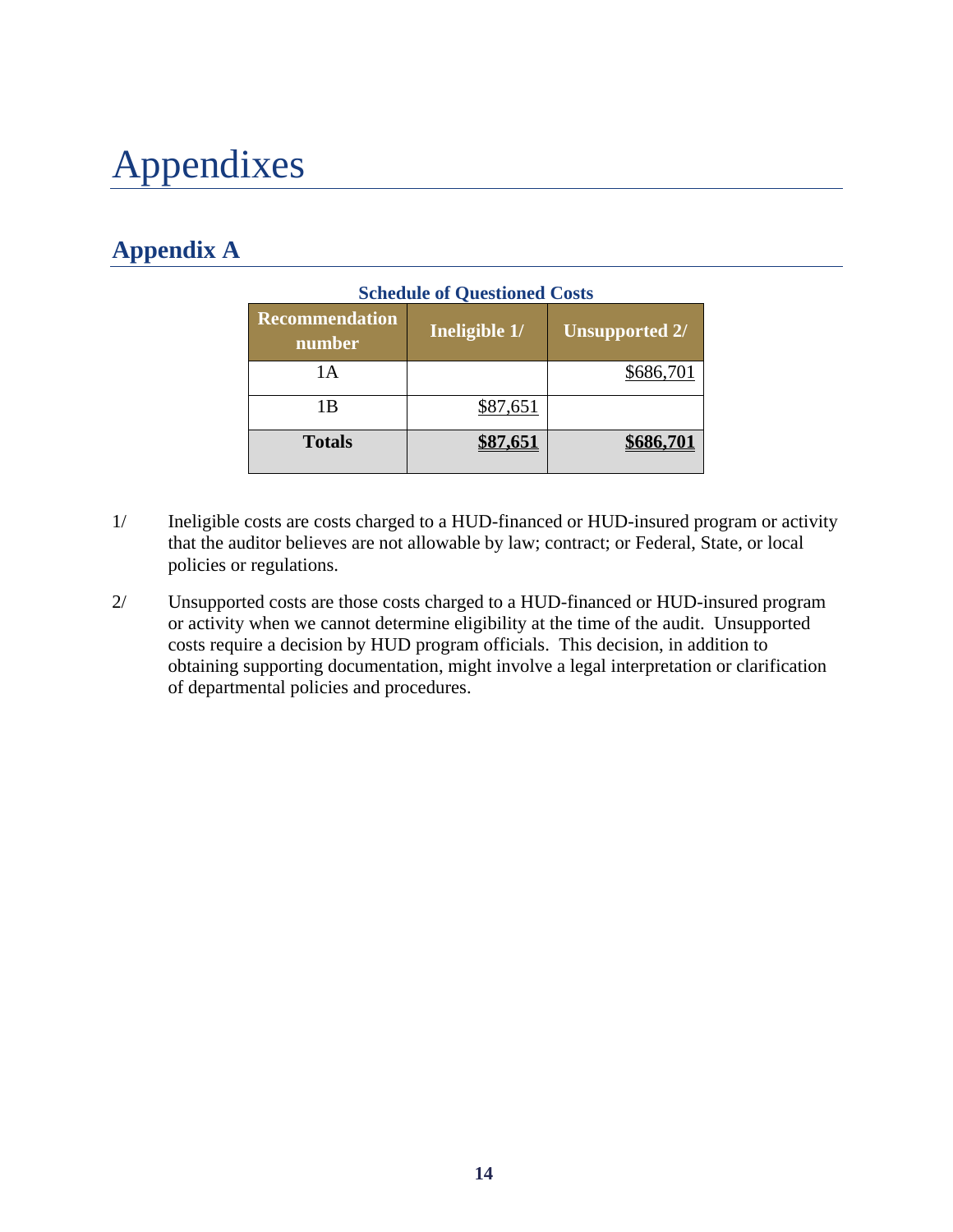# Appendixes

## Appendix A

**Schedule of Questioned Costs**

| Recommendation number | Ineligible 1/ | Unsupported 2/ |
|---|---|---|
| 1A | | $686,701 |
| 1B | $87,651 | |
| **Totals** | **$87,651** | **$686,701** |

1/ Ineligible costs are costs charged to a HUD-financed or HUD-insured program or activity that the auditor believes are not allowable by law; contract; or Federal, State, or local policies or regulations.

2/ Unsupported costs are those costs charged to a HUD-financed or HUD-insured program or activity when we cannot determine eligibility at the time of the audit. Unsupported costs require a decision by HUD program officials. This decision, in addition to obtaining supporting documentation, might involve a legal interpretation or clarification of departmental policies and procedures.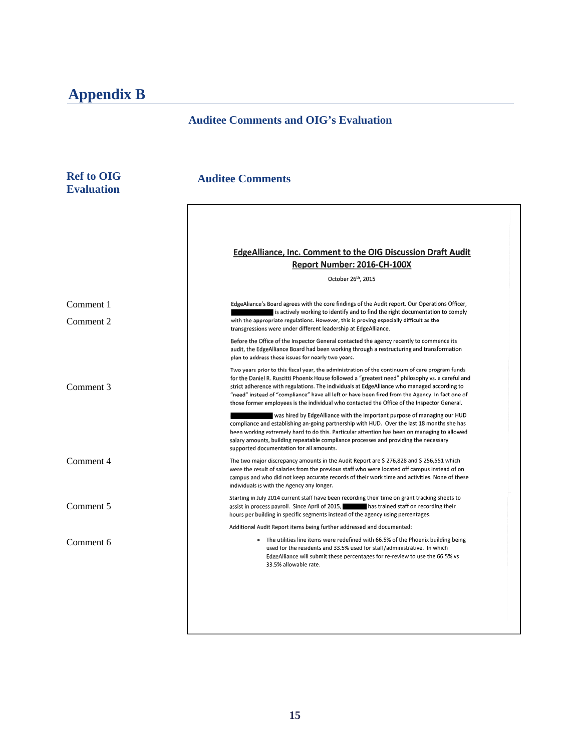# Appendix B

## Auditee Comments and OIG's Evaluation

**Ref to OIG Evaluation** | **Auditee Comments**

**EdgeAlliance, Inc. Comment to the OIG Discussion Draft Audit Report Number: 2016-CH-100X**

October 26th, 2015

Comment 1

Comment 2

EdgeAliance's Board agrees with the core findings of the Audit report. Our Operations Officer, ██████████ is actively working to identify and to find the right documentation to comply with the appropriate regulations. However, this is proving especially difficult as the transgressions were under different leadership at EdgeAlliance.

Before the Office of the Inspector General contacted the agency recently to commence its audit, the EdgeAlliance Board had been working through a restructuring and transformation plan to address these issues for nearly two years.

Comment 3

Two years prior to this fiscal year, the administration of the continuum of care program funds for the Daniel R. Ruscitti Phoenix House followed a "greatest need" philosophy vs. a careful and strict adherence with regulations. The individuals at EdgeAlliance who managed according to "need" instead of "compliance" have all left or have been fired from the Agency. In fact one of those former employees is the individual who contacted the Office of the Inspector General.

██████████ was hired by EdgeAlliance with the important purpose of managing our HUD compliance and establishing an-going partnership with HUD. Over the last 18 months she has been working extremely hard to do this. Particular attention has been on managing to allowed salary amounts, building repeatable compliance processes and providing the necessary supported documentation for all amounts.

Comment 4

The two major discrepancy amounts in the Audit Report are $ 276,828 and $ 256,551 which were the result of salaries from the previous staff who were located off campus instead of on campus and who did not keep accurate records of their work time and activities. None of these individuals is with the Agency any longer.

Comment 5

Starting in July 2014 current staff have been recording their time on grant tracking sheets to assist in process payroll. Since April of 2015, ██████ has trained staff on recording their hours per building in specific segments instead of the agency using percentages.

Additional Audit Report items being further addressed and documented:

Comment 6

- The utilities line items were redefined with 66.5% of the Phoenix building being used for the residents and 33.5% used for staff/administrative. In which EdgeAlliance will submit these percentages for re-review to use the 66.5% vs 33.5% allowable rate.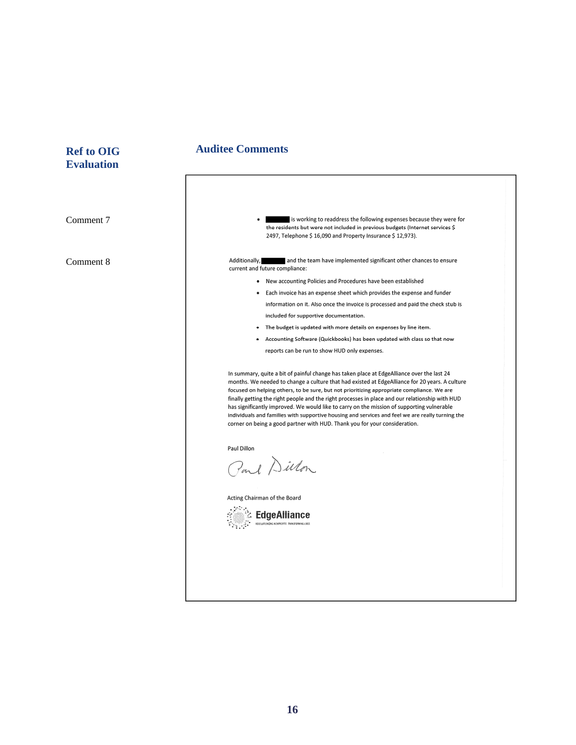**Ref to OIG Evaluation**

**Auditee Comments**

Comment 7

- ███████ is working to readdress the following expenses because they were for the residents but were not included in previous budgets (Internet services $ 2497, Telephone $ 16,090 and Property Insurance $ 12,973).

Comment 8

Additionally, ███████ and the team have implemented significant other chances to ensure current and future compliance:

- New accounting Policies and Procedures have been established
- Each invoice has an expense sheet which provides the expense and funder information on it. Also once the invoice is processed and paid the check stub is included for supportive documentation.
- The budget is updated with more details on expenses by line item.
- Accounting Software (Quickbooks) has been updated with class so that now reports can be run to show HUD only expenses.

In summary, quite a bit of painful change has taken place at EdgeAlliance over the last 24 months. We needed to change a culture that had existed at EdgeAlliance for 20 years. A culture focused on helping others, to be sure, but not prioritizing appropriate compliance. We are finally getting the right people and the right processes in place and our relationship with HUD has significantly improved. We would like to carry on the mission of supporting vulnerable individuals and families with supportive housing and services and feel we are really turning the corner on being a good partner with HUD. Thank you for your consideration.

Paul Dillon

Acting Chairman of the Board

EdgeAlliance
REVOLUTIONIZING NONPROFITS. TRANSFORMING LIVES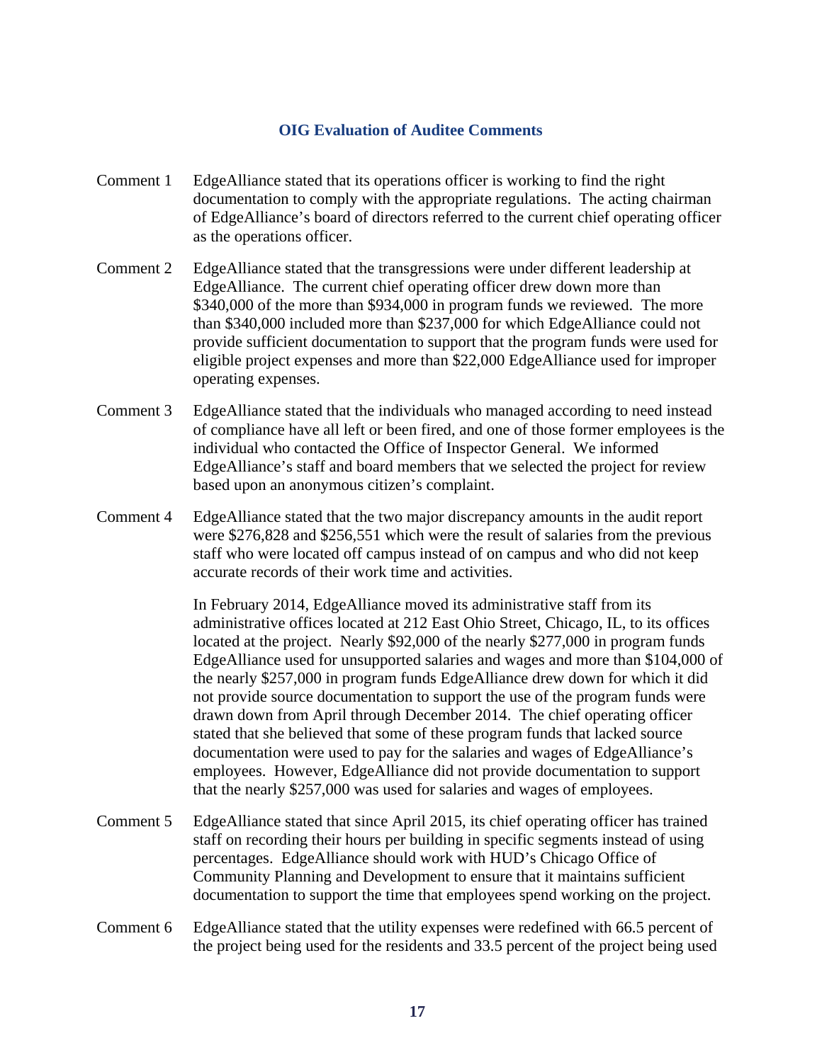## OIG Evaluation of Auditee Comments

**Comment 1** EdgeAlliance stated that its operations officer is working to find the right documentation to comply with the appropriate regulations. The acting chairman of EdgeAlliance's board of directors referred to the current chief operating officer as the operations officer.

**Comment 2** EdgeAlliance stated that the transgressions were under different leadership at EdgeAlliance. The current chief operating officer drew down more than $340,000 of the more than $934,000 in program funds we reviewed. The more than $340,000 included more than $237,000 for which EdgeAlliance could not provide sufficient documentation to support that the program funds were used for eligible project expenses and more than $22,000 EdgeAlliance used for improper operating expenses.

**Comment 3** EdgeAlliance stated that the individuals who managed according to need instead of compliance have all left or been fired, and one of those former employees is the individual who contacted the Office of Inspector General. We informed EdgeAlliance's staff and board members that we selected the project for review based upon an anonymous citizen's complaint.

**Comment 4** EdgeAlliance stated that the two major discrepancy amounts in the audit report were $276,828 and $256,551 which were the result of salaries from the previous staff who were located off campus instead of on campus and who did not keep accurate records of their work time and activities.

In February 2014, EdgeAlliance moved its administrative staff from its administrative offices located at 212 East Ohio Street, Chicago, IL, to its offices located at the project. Nearly $92,000 of the nearly $277,000 in program funds EdgeAlliance used for unsupported salaries and wages and more than $104,000 of the nearly $257,000 in program funds EdgeAlliance drew down for which it did not provide source documentation to support the use of the program funds were drawn down from April through December 2014. The chief operating officer stated that she believed that some of these program funds that lacked source documentation were used to pay for the salaries and wages of EdgeAlliance's employees. However, EdgeAlliance did not provide documentation to support that the nearly $257,000 was used for salaries and wages of employees.

**Comment 5** EdgeAlliance stated that since April 2015, its chief operating officer has trained staff on recording their hours per building in specific segments instead of using percentages. EdgeAlliance should work with HUD's Chicago Office of Community Planning and Development to ensure that it maintains sufficient documentation to support the time that employees spend working on the project.

**Comment 6** EdgeAlliance stated that the utility expenses were redefined with 66.5 percent of the project being used for the residents and 33.5 percent of the project being used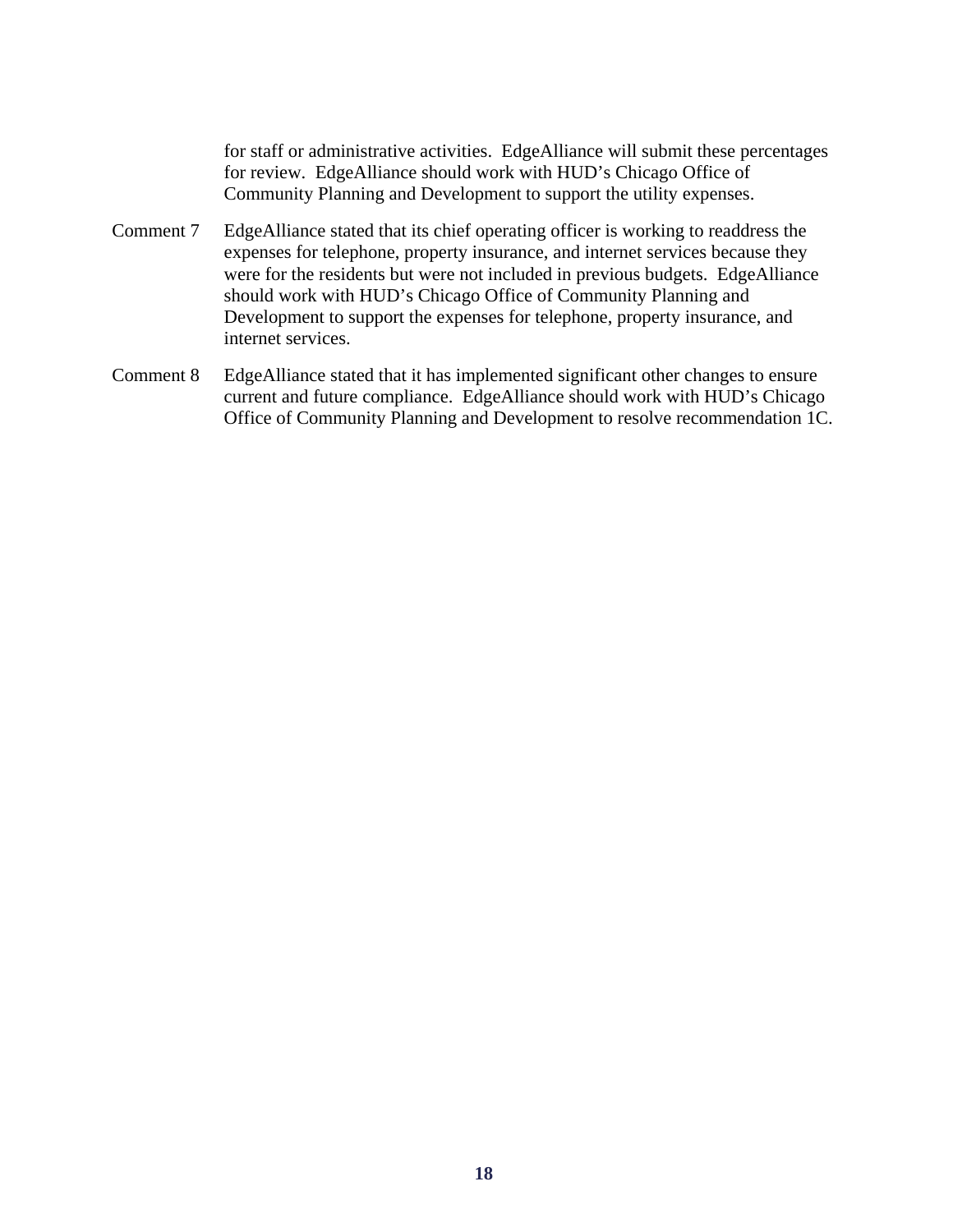for staff or administrative activities. EdgeAlliance will submit these percentages for review. EdgeAlliance should work with HUD's Chicago Office of Community Planning and Development to support the utility expenses.

Comment 7 EdgeAlliance stated that its chief operating officer is working to readdress the expenses for telephone, property insurance, and internet services because they were for the residents but were not included in previous budgets. EdgeAlliance should work with HUD's Chicago Office of Community Planning and Development to support the expenses for telephone, property insurance, and internet services.

Comment 8 EdgeAlliance stated that it has implemented significant other changes to ensure current and future compliance. EdgeAlliance should work with HUD's Chicago Office of Community Planning and Development to resolve recommendation 1C.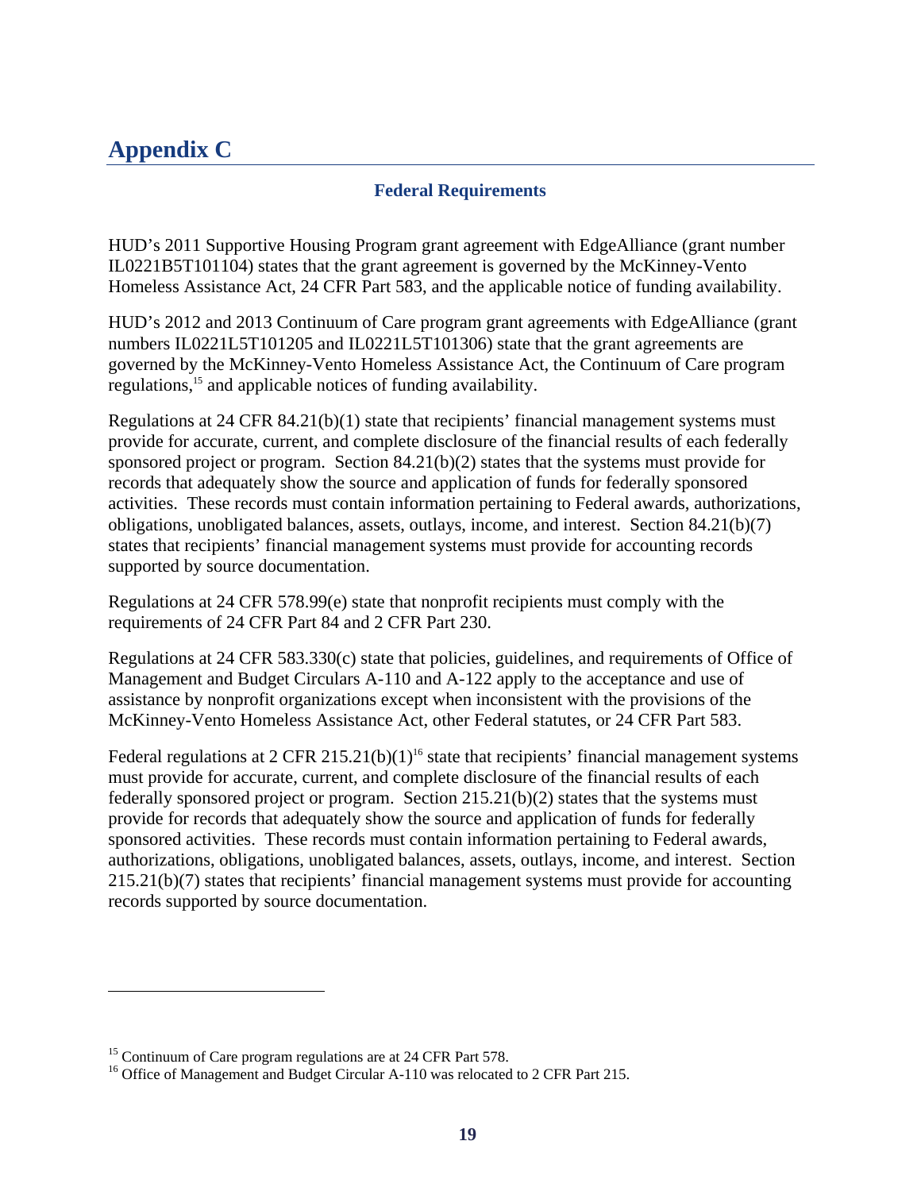# Appendix C

### Federal Requirements

HUD's 2011 Supportive Housing Program grant agreement with EdgeAlliance (grant number IL0221B5T101104) states that the grant agreement is governed by the McKinney-Vento Homeless Assistance Act, 24 CFR Part 583, and the applicable notice of funding availability.

HUD's 2012 and 2013 Continuum of Care program grant agreements with EdgeAlliance (grant numbers IL0221L5T101205 and IL0221L5T101306) state that the grant agreements are governed by the McKinney-Vento Homeless Assistance Act, the Continuum of Care program regulations,[15] and applicable notices of funding availability.

Regulations at 24 CFR 84.21(b)(1) state that recipients' financial management systems must provide for accurate, current, and complete disclosure of the financial results of each federally sponsored project or program. Section 84.21(b)(2) states that the systems must provide for records that adequately show the source and application of funds for federally sponsored activities. These records must contain information pertaining to Federal awards, authorizations, obligations, unobligated balances, assets, outlays, income, and interest. Section 84.21(b)(7) states that recipients' financial management systems must provide for accounting records supported by source documentation.

Regulations at 24 CFR 578.99(e) state that nonprofit recipients must comply with the requirements of 24 CFR Part 84 and 2 CFR Part 230.

Regulations at 24 CFR 583.330(c) state that policies, guidelines, and requirements of Office of Management and Budget Circulars A-110 and A-122 apply to the acceptance and use of assistance by nonprofit organizations except when inconsistent with the provisions of the McKinney-Vento Homeless Assistance Act, other Federal statutes, or 24 CFR Part 583.

Federal regulations at 2 CFR 215.21(b)(1)[16] state that recipients' financial management systems must provide for accurate, current, and complete disclosure of the financial results of each federally sponsored project or program. Section 215.21(b)(2) states that the systems must provide for records that adequately show the source and application of funds for federally sponsored activities. These records must contain information pertaining to Federal awards, authorizations, obligations, unobligated balances, assets, outlays, income, and interest. Section 215.21(b)(7) states that recipients' financial management systems must provide for accounting records supported by source documentation.

---

[15] Continuum of Care program regulations are at 24 CFR Part 578.

[16] Office of Management and Budget Circular A-110 was relocated to 2 CFR Part 215.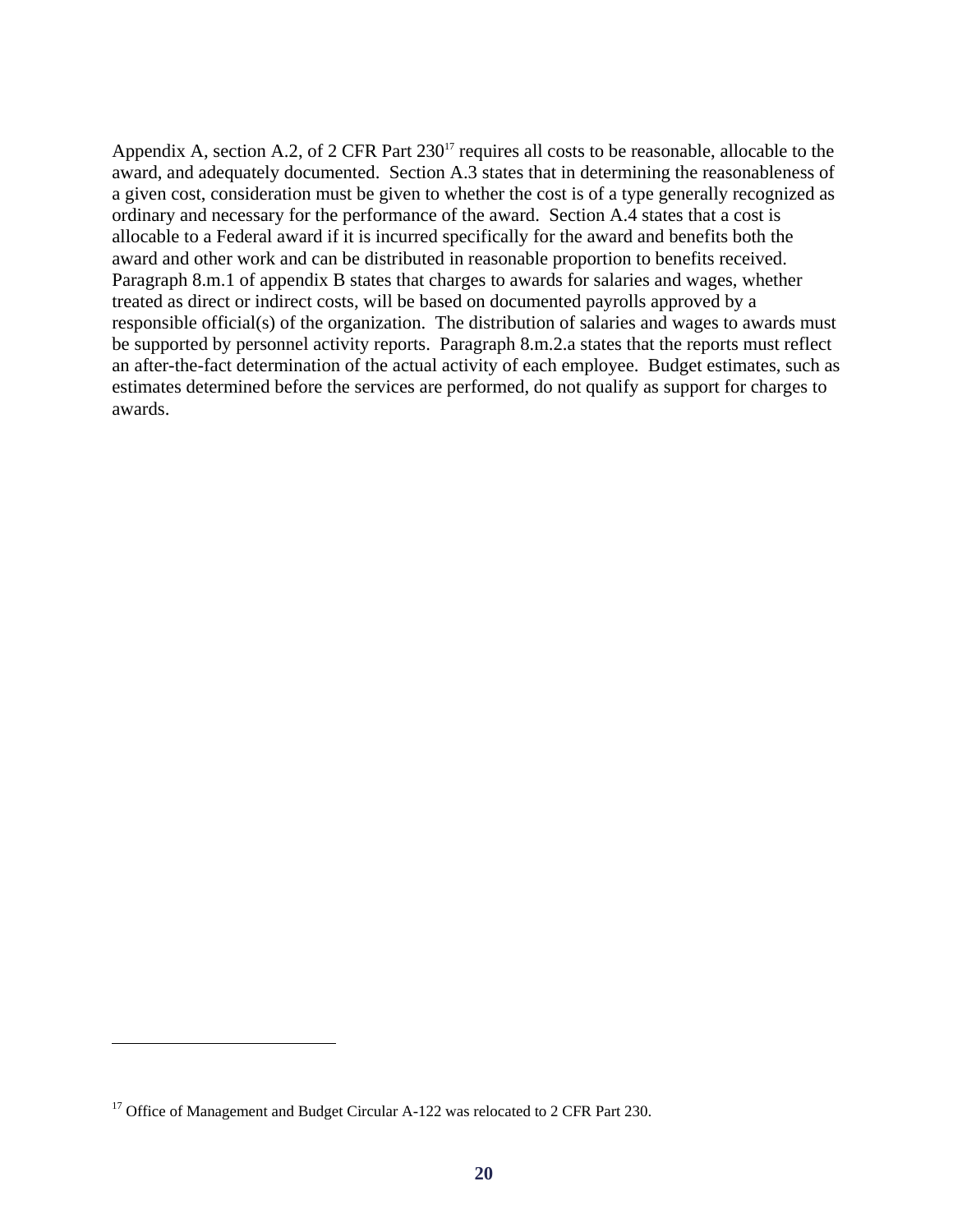Appendix A, section A.2, of 2 CFR Part 230[17] requires all costs to be reasonable, allocable to the award, and adequately documented. Section A.3 states that in determining the reasonableness of a given cost, consideration must be given to whether the cost is of a type generally recognized as ordinary and necessary for the performance of the award. Section A.4 states that a cost is allocable to a Federal award if it is incurred specifically for the award and benefits both the award and other work and can be distributed in reasonable proportion to benefits received. Paragraph 8.m.1 of appendix B states that charges to awards for salaries and wages, whether treated as direct or indirect costs, will be based on documented payrolls approved by a responsible official(s) of the organization. The distribution of salaries and wages to awards must be supported by personnel activity reports. Paragraph 8.m.2.a states that the reports must reflect an after-the-fact determination of the actual activity of each employee. Budget estimates, such as estimates determined before the services are performed, do not qualify as support for charges to awards.

---

[17] Office of Management and Budget Circular A-122 was relocated to 2 CFR Part 230.